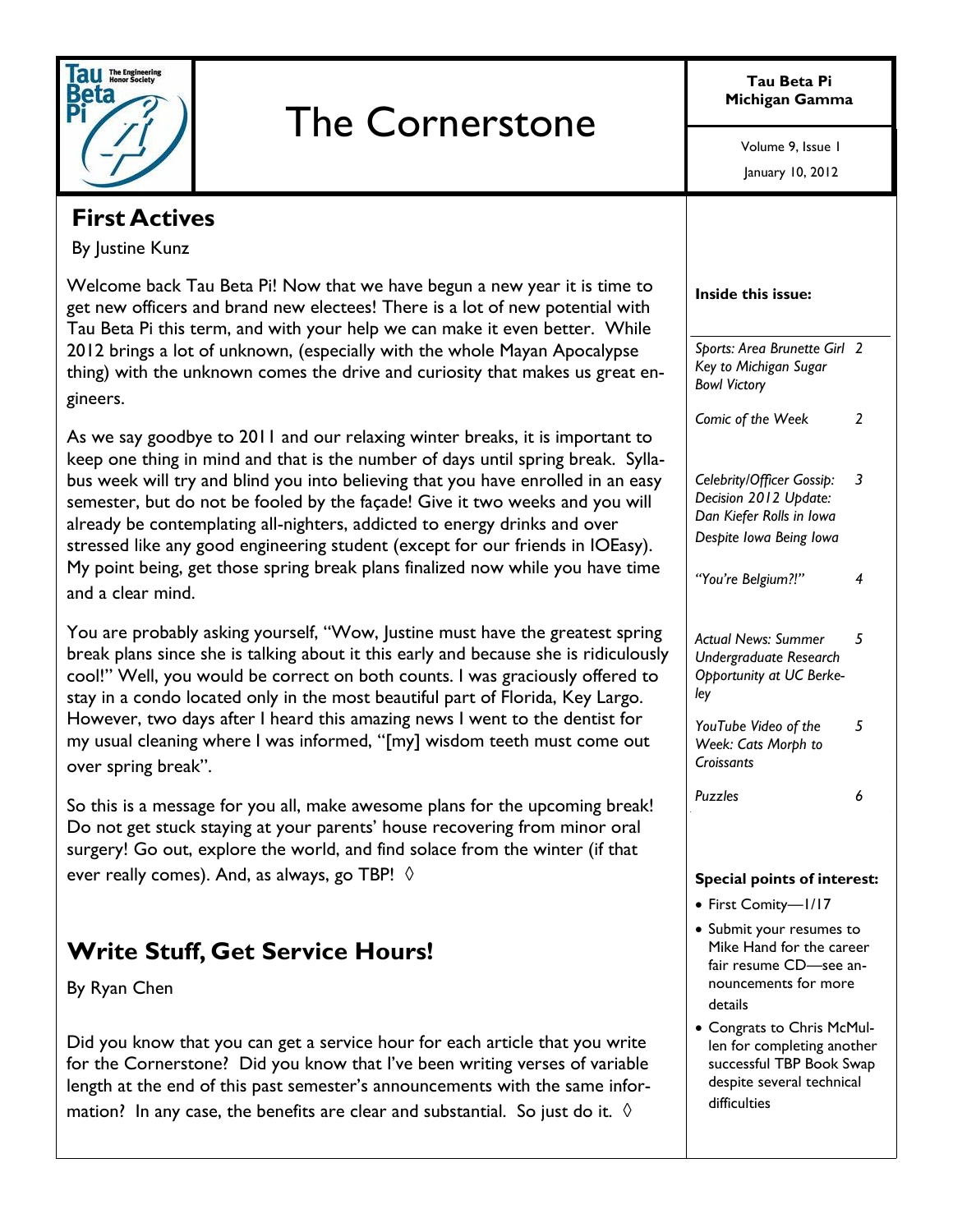# The Cornerstone

**Tau Beta Pi Michigan Gamma**

Volume 9, Issue 1

January 10, 2012

## First Actives

By Justine Kunz

Welcome back Tau Beta Pi! Now that we have begun a new year it is time to get new officers and brand new electees! There is a lot of new potential with Tau Beta Pi this term, and with your help we can make it even better. While 2012 brings a lot of unknown, (especially with the whole Mayan Apocalypse thing) with the unknown comes the drive and curiosity that makes us great engineers.

As we say goodbye to 2011 and our relaxing winter breaks, it is important to keep one thing in mind and that is the number of days until spring break. Syllabus week will try and blind you into believing that you have enrolled in an easy semester, but do not be fooled by the façade! Give it two weeks and you will already be contemplating all-nighters, addicted to energy drinks and over stressed like any good engineering student (except for our friends in IOEasy). My point being, get those spring break plans finalized now while you have time and a clear mind.

You are probably asking yourself, "Wow, Justine must have the greatest spring break plans since she is talking about it this early and because she is ridiculously cool!" Well, you would be correct on both counts. I was graciously offered to stay in a condo located only in the most beautiful part of Florida, Key Largo. However, two days after I heard this amazing news I went to the dentist for my usual cleaning where I was informed, "[my] wisdom teeth must come out over spring break".

So this is a message for you all, make awesome plans for the upcoming break! Do not get stuck staying at your parents' house recovering from minor oral surgery! Go out, explore the world, and find solace from the winter (if that ever really comes). And, as always, go TBP! ◊

## Write Stuff, Get Service Hours!

By Ryan Chen

Did you know that you can get a service hour for each article that you write for the Cornerstone? Did you know that I've been writing verses of variable length at the end of this past semester's announcements with the same information? In any case, the benefits are clear and substantial. So just do it. ◊

**Inside this issue:**

| | |
|---|---|
| *Sports: Area Brunette Girl Key to Michigan Sugar Bowl Victory* | 2 |
| *Comic of the Week* | 2 |
| *Celebrity/Officer Gossip: Decision 2012 Update: Dan Kiefer Rolls in Iowa Despite Iowa Being Iowa* | 3 |
| *"You're Belgium?!"* | 4 |
| *Actual News: Summer Undergraduate Research Opportunity at UC Berkeley* | 5 |
| *YouTube Video of the Week: Cats Morph to Croissants* | 5 |
| *Puzzles* | 6 |

**Special points of interest:**

- First Comity—1/17
- Submit your resumes to Mike Hand for the career fair resume CD—see announcements for more details
- Congrats to Chris McMullen for completing another successful TBP Book Swap despite several technical difficulties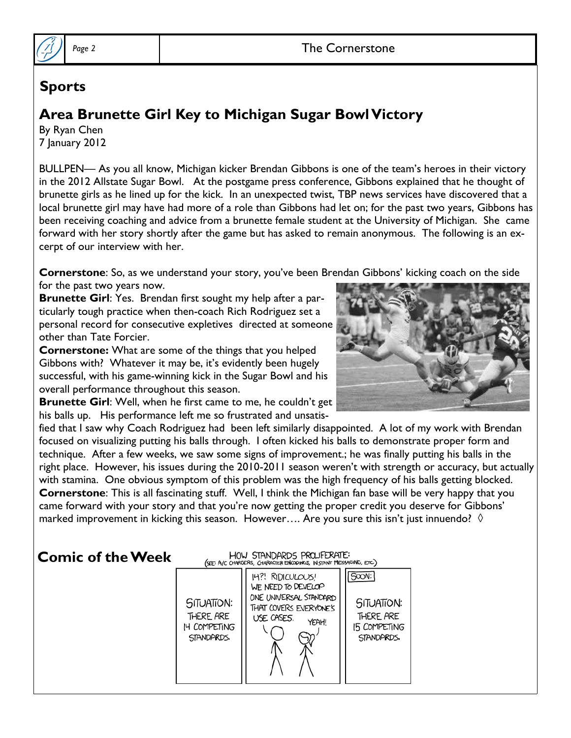## Sports

# Area Brunette Girl Key to Michigan Sugar Bowl Victory

By Ryan Chen
7 January 2012

BULLPEN— As you all know, Michigan kicker Brendan Gibbons is one of the team's heroes in their victory in the 2012 Allstate Sugar Bowl. At the postgame press conference, Gibbons explained that he thought of brunette girls as he lined up for the kick. In an unexpected twist, TBP news services have discovered that a local brunette girl may have had more of a role than Gibbons had let on; for the past two years, Gibbons has been receiving coaching and advice from a brunette female student at the University of Michigan. She came forward with her story shortly after the game but has asked to remain anonymous. The following is an excerpt of our interview with her.

**Cornerstone**: So, as we understand your story, you've been Brendan Gibbons' kicking coach on the side for the past two years now.

**Brunette Girl**: Yes. Brendan first sought my help after a particularly tough practice when then-coach Rich Rodriguez set a personal record for consecutive expletives directed at someone other than Tate Forcier.

**Cornerstone:** What are some of the things that you helped Gibbons with? Whatever it may be, it's evidently been hugely successful, with his game-winning kick in the Sugar Bowl and his overall performance throughout this season.

**Brunette Girl**: Well, when he first came to me, he couldn't get his balls up. His performance left me so frustrated and unsatisfied that I saw why Coach Rodriguez had been left similarly disappointed. A lot of my work with Brendan focused on visualizing putting his balls through. I often kicked his balls to demonstrate proper form and technique. After a few weeks, we saw some signs of improvement.; he was finally putting his balls in the right place. However, his issues during the 2010-2011 season weren't with strength or accuracy, but actually with stamina. One obvious symptom of this problem was the high frequency of his balls getting blocked.

**Cornerstone**: This is all fascinating stuff. Well, I think the Michigan fan base will be very happy that you came forward with your story and that you're now getting the proper credit you deserve for Gibbons' marked improvement in kicking this season. However…. Are you sure this isn't just innuendo? ◊

## Comic of the Week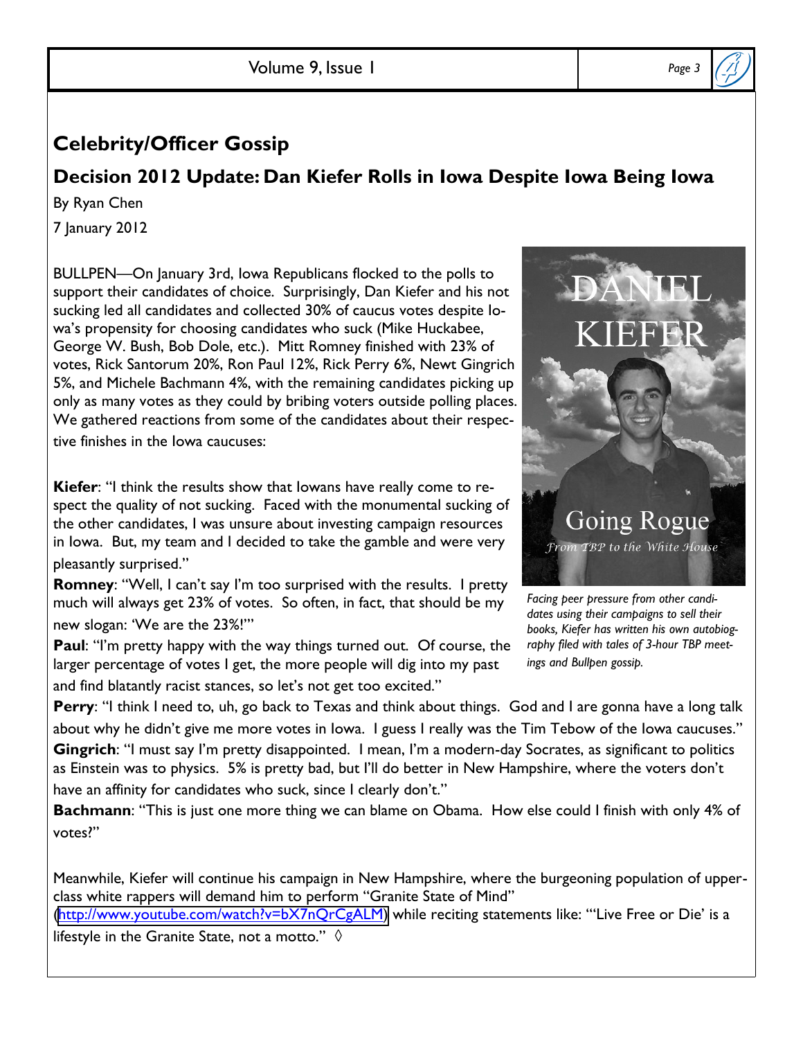## Celebrity/Officer Gossip

### Decision 2012 Update: Dan Kiefer Rolls in Iowa Despite Iowa Being Iowa

By Ryan Chen

7 January 2012

BULLPEN—On January 3rd, Iowa Republicans flocked to the polls to support their candidates of choice. Surprisingly, Dan Kiefer and his not sucking led all candidates and collected 30% of caucus votes despite Iowa's propensity for choosing candidates who suck (Mike Huckabee, George W. Bush, Bob Dole, etc.). Mitt Romney finished with 23% of votes, Rick Santorum 20%, Ron Paul 12%, Rick Perry 6%, Newt Gingrich 5%, and Michele Bachmann 4%, with the remaining candidates picking up only as many votes as they could by bribing voters outside polling places. We gathered reactions from some of the candidates about their respective finishes in the Iowa caucuses:

DANIEL KIEFER

Going Rogue

*From TBP to the White House*

*Facing peer pressure from other candidates using their campaigns to sell their books, Kiefer has written his own autobiography filed with tales of 3-hour TBP meetings and Bullpen gossip.*

**Kiefer**: "I think the results show that Iowans have really come to respect the quality of not sucking. Faced with the monumental sucking of the other candidates, I was unsure about investing campaign resources in Iowa. But, my team and I decided to take the gamble and were very pleasantly surprised."

**Romney**: "Well, I can't say I'm too surprised with the results. I pretty much will always get 23% of votes. So often, in fact, that should be my new slogan: 'We are the 23%!'"

**Paul**: "I'm pretty happy with the way things turned out. Of course, the larger percentage of votes I get, the more people will dig into my past and find blatantly racist stances, so let's not get too excited."

**Perry**: "I think I need to, uh, go back to Texas and think about things. God and I are gonna have a long talk about why he didn't give me more votes in Iowa. I guess I really was the Tim Tebow of the Iowa caucuses."

**Gingrich**: "I must say I'm pretty disappointed. I mean, I'm a modern-day Socrates, as significant to politics as Einstein was to physics. 5% is pretty bad, but I'll do better in New Hampshire, where the voters don't have an affinity for candidates who suck, since I clearly don't."

**Bachmann**: "This is just one more thing we can blame on Obama. How else could I finish with only 4% of votes?"

Meanwhile, Kiefer will continue his campaign in New Hampshire, where the burgeoning population of upper-class white rappers will demand him to perform "Granite State of Mind" (http://www.youtube.com/watch?v=bX7nQrCgALM) while reciting statements like: "'Live Free or Die' is a lifestyle in the Granite State, not a motto." ◊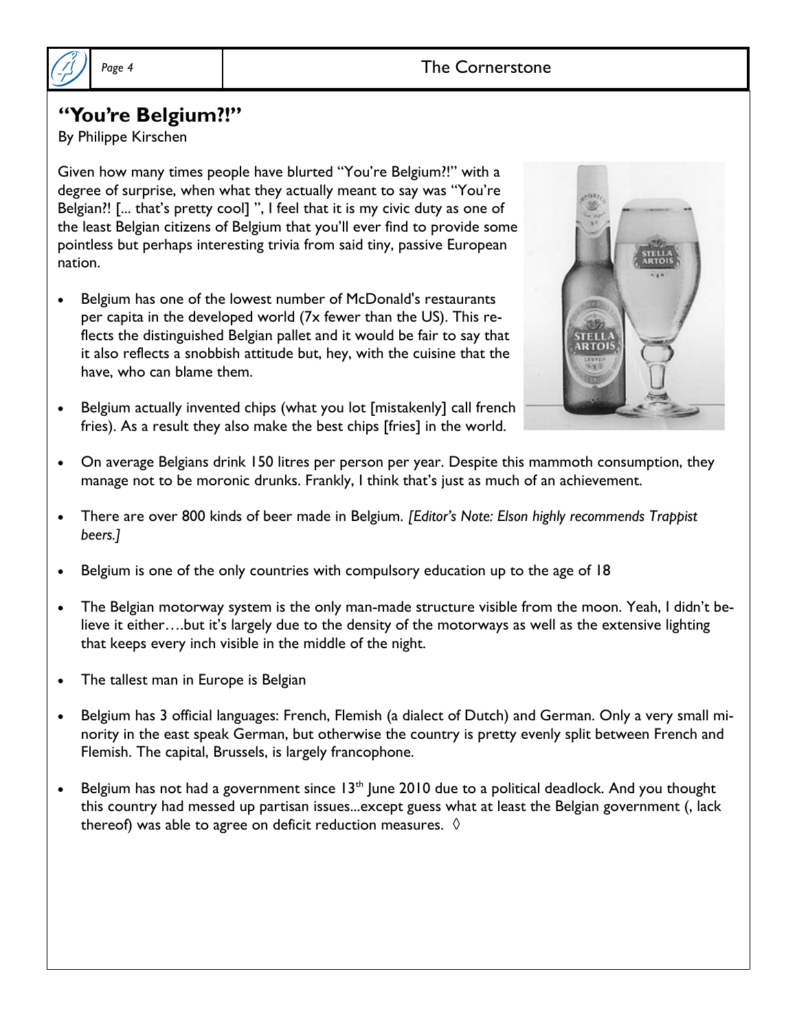# "You're Belgium?!"

By Philippe Kirschen

Given how many times people have blurted "You're Belgium?!" with a degree of surprise, when what they actually meant to say was "You're Belgian?! [... that's pretty cool] ", I feel that it is my civic duty as one of the least Belgian citizens of Belgium that you'll ever find to provide some pointless but perhaps interesting trivia from said tiny, passive European nation.

- Belgium has one of the lowest number of McDonald's restaurants per capita in the developed world (7x fewer than the US). This reflects the distinguished Belgian pallet and it would be fair to say that it also reflects a snobbish attitude but, hey, with the cuisine that the have, who can blame them.
- Belgium actually invented chips (what you lot [mistakenly] call french fries). As a result they also make the best chips [fries] in the world.
- On average Belgians drink 150 litres per person per year. Despite this mammoth consumption, they manage not to be moronic drunks. Frankly, I think that's just as much of an achievement.
- There are over 800 kinds of beer made in Belgium. *[Editor's Note: Elson highly recommends Trappist beers.]*
- Belgium is one of the only countries with compulsory education up to the age of 18
- The Belgian motorway system is the only man-made structure visible from the moon. Yeah, I didn't believe it either….but it's largely due to the density of the motorways as well as the extensive lighting that keeps every inch visible in the middle of the night.
- The tallest man in Europe is Belgian
- Belgium has 3 official languages: French, Flemish (a dialect of Dutch) and German. Only a very small minority in the east speak German, but otherwise the country is pretty evenly split between French and Flemish. The capital, Brussels, is largely francophone.
- Belgium has not had a government since 13th June 2010 due to a political deadlock. And you thought this country had messed up partisan issues...except guess what at least the Belgian government (, lack thereof) was able to agree on deficit reduction measures. ◊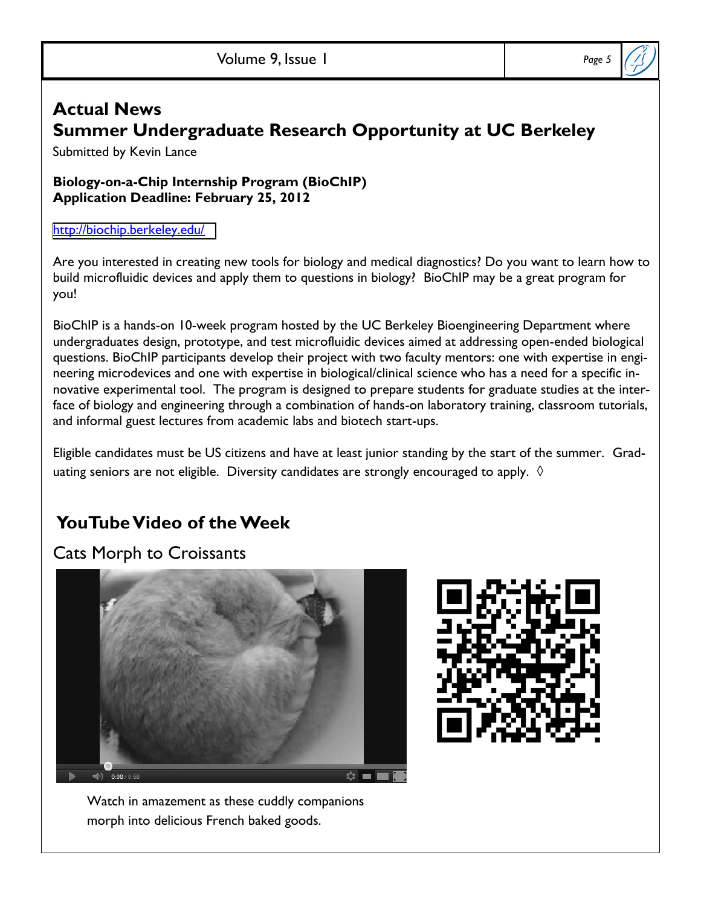# Actual News

## Summer Undergraduate Research Opportunity at UC Berkeley

Submitted by Kevin Lance

**Biology-on-a-Chip Internship Program (BioChIP)**
**Application Deadline: February 25, 2012**

http://biochip.berkeley.edu/

Are you interested in creating new tools for biology and medical diagnostics? Do you want to learn how to build microfluidic devices and apply them to questions in biology? BioChIP may be a great program for you!

BioChIP is a hands-on 10-week program hosted by the UC Berkeley Bioengineering Department where undergraduates design, prototype, and test microfluidic devices aimed at addressing open-ended biological questions. BioChIP participants develop their project with two faculty mentors: one with expertise in engineering microdevices and one with expertise in biological/clinical science who has a need for a specific innovative experimental tool. The program is designed to prepare students for graduate studies at the interface of biology and engineering through a combination of hands-on laboratory training, classroom tutorials, and informal guest lectures from academic labs and biotech start-ups.

Eligible candidates must be US citizens and have at least junior standing by the start of the summer. Graduating seniors are not eligible. Diversity candidates are strongly encouraged to apply. ◊

## YouTube Video of the Week

### Cats Morph to Croissants

Watch in amazement as these cuddly companions morph into delicious French baked goods.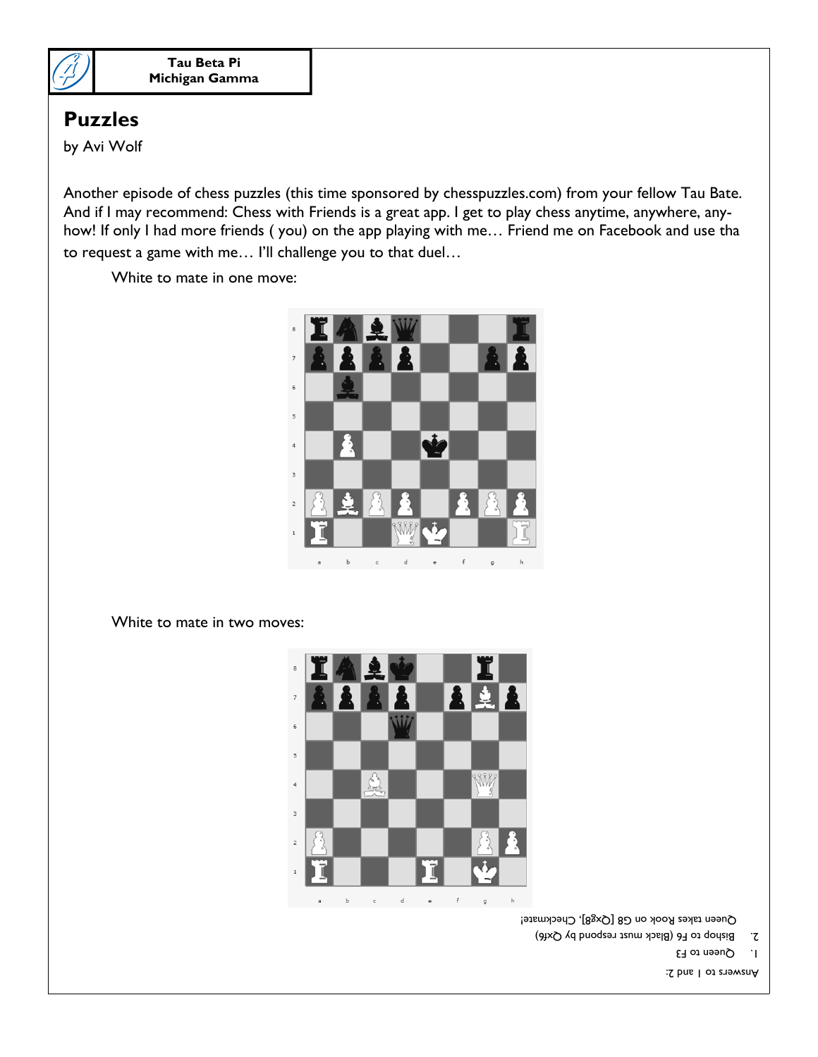Tau Beta Pi
Michigan Gamma

# Puzzles

by Avi Wolf

Another episode of chess puzzles (this time sponsored by chesspuzzles.com) from your fellow Tau Bate. And if I may recommend: Chess with Friends is a great app. I get to play chess anytime, anywhere, any-how! If only I had more friends ( you) on the app playing with me… Friend me on Facebook and use tha to request a game with me… I'll challenge you to that duel…

White to mate in one move:

8 7 6 5 4 3 2 1

a b c d e f g h

White to mate in two moves:

8 7 6 5 4 3 2 1

a b c d e f g h

Answers to 1 and 2:

1. Queen to F3
2. Bishop to F6 (Black must respond by Qxf6)

Queen takes Rook on G8 [Qxg8], Checkmate!